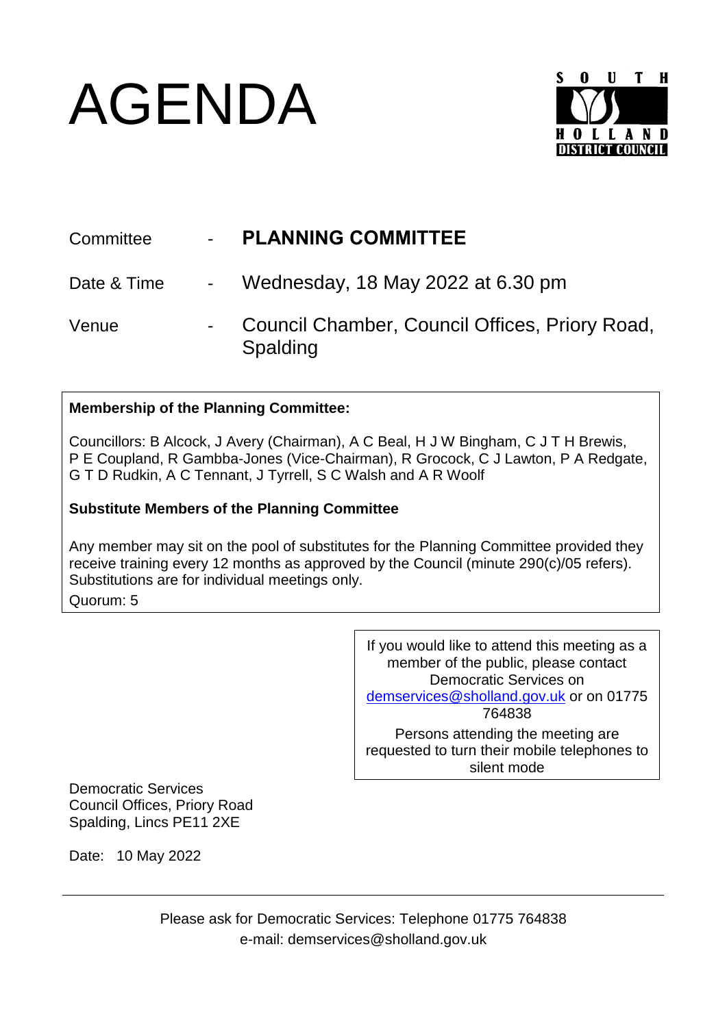# AGENDA

| | | |
|---|---|---|
| Committee | - | **PLANNING COMMITTEE** |
| Date & Time | - | Wednesday, 18 May 2022 at 6.30 pm |
| Venue | - | Council Chamber, Council Offices, Priory Road, Spalding |

**Membership of the Planning Committee:**

Councillors: B Alcock, J Avery (Chairman), A C Beal, H J W Bingham, C J T H Brewis, P E Coupland, R Gambba-Jones (Vice-Chairman), R Grocock, C J Lawton, P A Redgate, G T D Rudkin, A C Tennant, J Tyrrell, S C Walsh and A R Woolf

**Substitute Members of the Planning Committee**

Any member may sit on the pool of substitutes for the Planning Committee provided they receive training every 12 months as approved by the Council (minute 290(c)/05 refers). Substitutions are for individual meetings only.

Quorum: 5

If you would like to attend this meeting as a member of the public, please contact Democratic Services on demservices@sholland.gov.uk or on 01775 764838

Persons attending the meeting are requested to turn their mobile telephones to silent mode

Democratic Services
Council Offices, Priory Road
Spalding, Lincs PE11 2XE

Date: 10 May 2022

Please ask for Democratic Services: Telephone 01775 764838
e-mail: demservices@sholland.gov.uk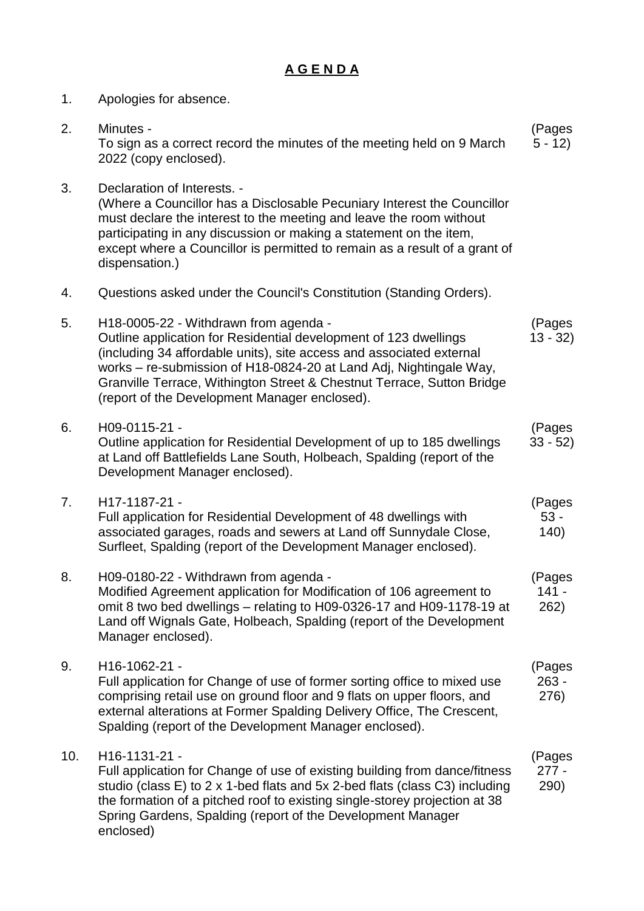# **A G E N D A**

1. Apologies for absence.

2. Minutes -
   To sign as a correct record the minutes of the meeting held on 9 March 2022 (copy enclosed). (Pages 5 - 12)

3. Declaration of Interests. -
   (Where a Councillor has a Disclosable Pecuniary Interest the Councillor must declare the interest to the meeting and leave the room without participating in any discussion or making a statement on the item, except where a Councillor is permitted to remain as a result of a grant of dispensation.)

4. Questions asked under the Council's Constitution (Standing Orders).

5. H18-0005-22 - Withdrawn from agenda -
   Outline application for Residential development of 123 dwellings (including 34 affordable units), site access and associated external works – re-submission of H18-0824-20 at Land Adj, Nightingale Way, Granville Terrace, Withington Street & Chestnut Terrace, Sutton Bridge (report of the Development Manager enclosed). (Pages 13 - 32)

6. H09-0115-21 -
   Outline application for Residential Development of up to 185 dwellings at Land off Battlefields Lane South, Holbeach, Spalding (report of the Development Manager enclosed). (Pages 33 - 52)

7. H17-1187-21 -
   Full application for Residential Development of 48 dwellings with associated garages, roads and sewers at Land off Sunnydale Close, Surfleet, Spalding (report of the Development Manager enclosed). (Pages 53 - 140)

8. H09-0180-22 - Withdrawn from agenda -
   Modified Agreement application for Modification of 106 agreement to omit 8 two bed dwellings – relating to H09-0326-17 and H09-1178-19 at Land off Wignals Gate, Holbeach, Spalding (report of the Development Manager enclosed). (Pages 141 - 262)

9. H16-1062-21 -
   Full application for Change of use of former sorting office to mixed use comprising retail use on ground floor and 9 flats on upper floors, and external alterations at Former Spalding Delivery Office, The Crescent, Spalding (report of the Development Manager enclosed). (Pages 263 - 276)

10. H16-1131-21 -
    Full application for Change of use of existing building from dance/fitness studio (class E) to 2 x 1-bed flats and 5x 2-bed flats (class C3) including the formation of a pitched roof to existing single-storey projection at 38 Spring Gardens, Spalding (report of the Development Manager enclosed) (Pages 277 - 290)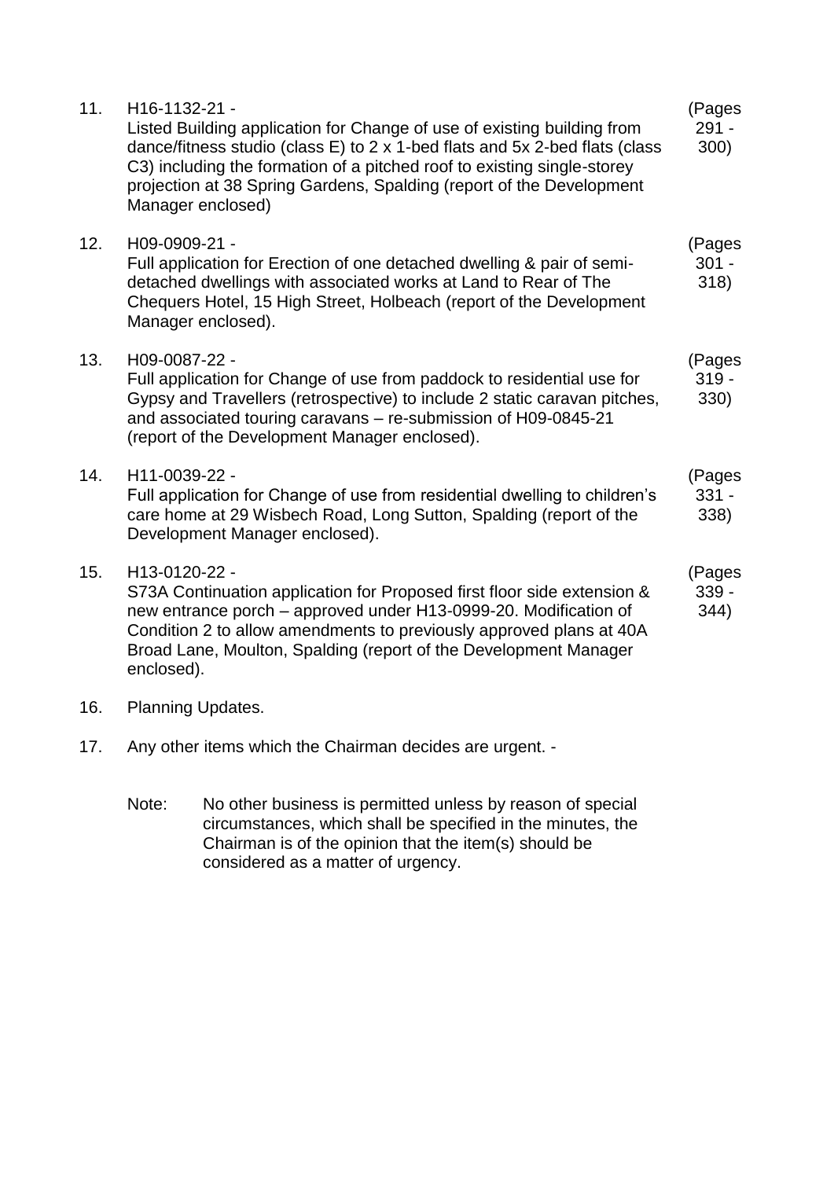11. H16-1132-21 -
    Listed Building application for Change of use of existing building from dance/fitness studio (class E) to 2 x 1-bed flats and 5x 2-bed flats (class C3) including the formation of a pitched roof to existing single-storey projection at 38 Spring Gardens, Spalding (report of the Development Manager enclosed) (Pages 291 - 300)

12. H09-0909-21 -
    Full application for Erection of one detached dwelling & pair of semi-detached dwellings with associated works at Land to Rear of The Chequers Hotel, 15 High Street, Holbeach (report of the Development Manager enclosed). (Pages 301 - 318)

13. H09-0087-22 -
    Full application for Change of use from paddock to residential use for Gypsy and Travellers (retrospective) to include 2 static caravan pitches, and associated touring caravans – re-submission of H09-0845-21 (report of the Development Manager enclosed). (Pages 319 - 330)

14. H11-0039-22 -
    Full application for Change of use from residential dwelling to children's care home at 29 Wisbech Road, Long Sutton, Spalding (report of the Development Manager enclosed). (Pages 331 - 338)

15. H13-0120-22 -
    S73A Continuation application for Proposed first floor side extension & new entrance porch – approved under H13-0999-20. Modification of Condition 2 to allow amendments to previously approved plans at 40A Broad Lane, Moulton, Spalding (report of the Development Manager enclosed). (Pages 339 - 344)

16. Planning Updates.

17. Any other items which the Chairman decides are urgent. -

    Note: No other business is permitted unless by reason of special circumstances, which shall be specified in the minutes, the Chairman is of the opinion that the item(s) should be considered as a matter of urgency.